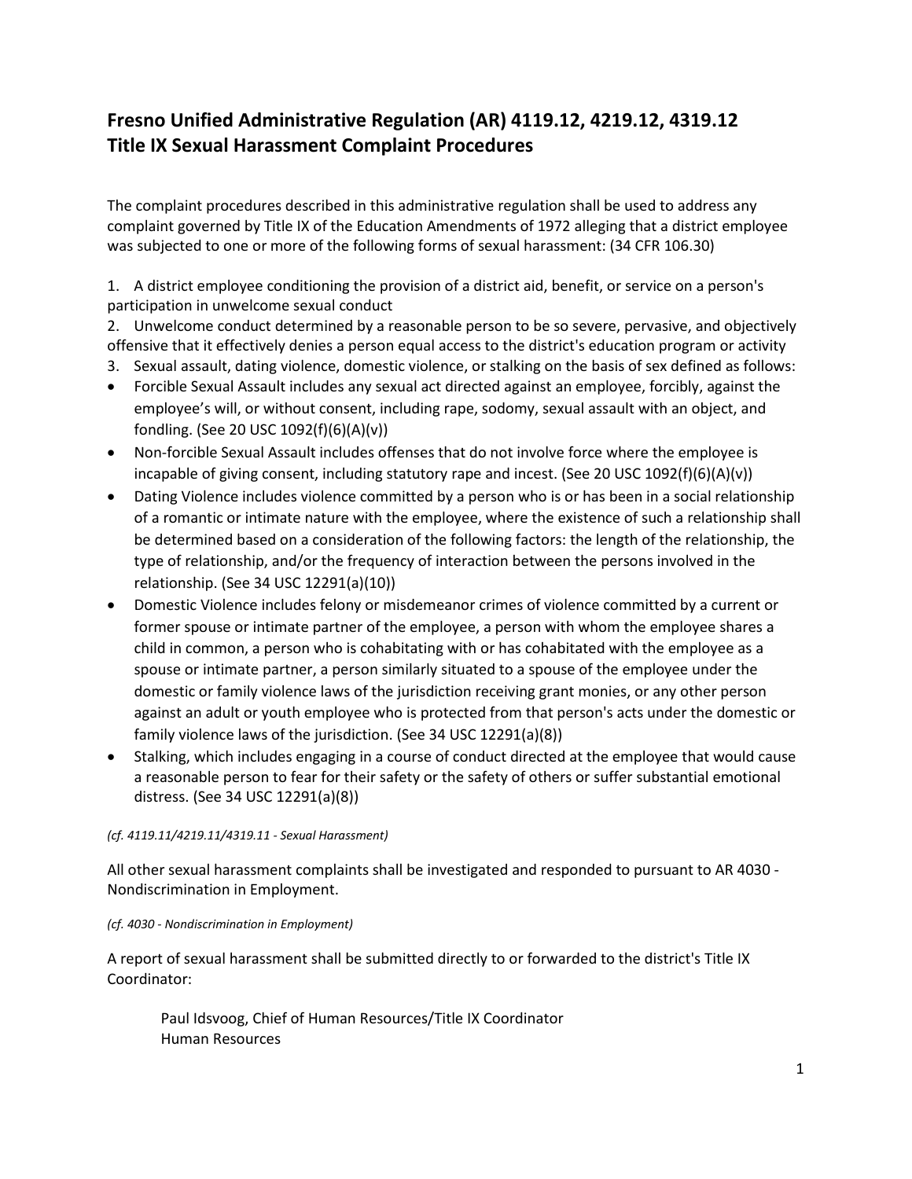# Fresno Unified Administrative Regulation (AR) 4119.12, 4219.12, 4319.12
# Title IX Sexual Harassment Complaint Procedures

The complaint procedures described in this administrative regulation shall be used to address any complaint governed by Title IX of the Education Amendments of 1972 alleging that a district employee was subjected to one or more of the following forms of sexual harassment: (34 CFR 106.30)

1. A district employee conditioning the provision of a district aid, benefit, or service on a person's participation in unwelcome sexual conduct
2. Unwelcome conduct determined by a reasonable person to be so severe, pervasive, and objectively offensive that it effectively denies a person equal access to the district's education program or activity
3. Sexual assault, dating violence, domestic violence, or stalking on the basis of sex defined as follows:

- Forcible Sexual Assault includes any sexual act directed against an employee, forcibly, against the employee's will, or without consent, including rape, sodomy, sexual assault with an object, and fondling. (See 20 USC 1092(f)(6)(A)(v))
- Non-forcible Sexual Assault includes offenses that do not involve force where the employee is incapable of giving consent, including statutory rape and incest. (See 20 USC 1092(f)(6)(A)(v))
- Dating Violence includes violence committed by a person who is or has been in a social relationship of a romantic or intimate nature with the employee, where the existence of such a relationship shall be determined based on a consideration of the following factors: the length of the relationship, the type of relationship, and/or the frequency of interaction between the persons involved in the relationship. (See 34 USC 12291(a)(10))
- Domestic Violence includes felony or misdemeanor crimes of violence committed by a current or former spouse or intimate partner of the employee, a person with whom the employee shares a child in common, a person who is cohabitating with or has cohabitated with the employee as a spouse or intimate partner, a person similarly situated to a spouse of the employee under the domestic or family violence laws of the jurisdiction receiving grant monies, or any other person against an adult or youth employee who is protected from that person's acts under the domestic or family violence laws of the jurisdiction. (See 34 USC 12291(a)(8))
- Stalking, which includes engaging in a course of conduct directed at the employee that would cause a reasonable person to fear for their safety or the safety of others or suffer substantial emotional distress. (See 34 USC 12291(a)(8))

*(cf. 4119.11/4219.11/4319.11 - Sexual Harassment)*

All other sexual harassment complaints shall be investigated and responded to pursuant to AR 4030 - Nondiscrimination in Employment.

*(cf. 4030 - Nondiscrimination in Employment)*

A report of sexual harassment shall be submitted directly to or forwarded to the district's Title IX Coordinator:

Paul Idsvoog, Chief of Human Resources/Title IX Coordinator
Human Resources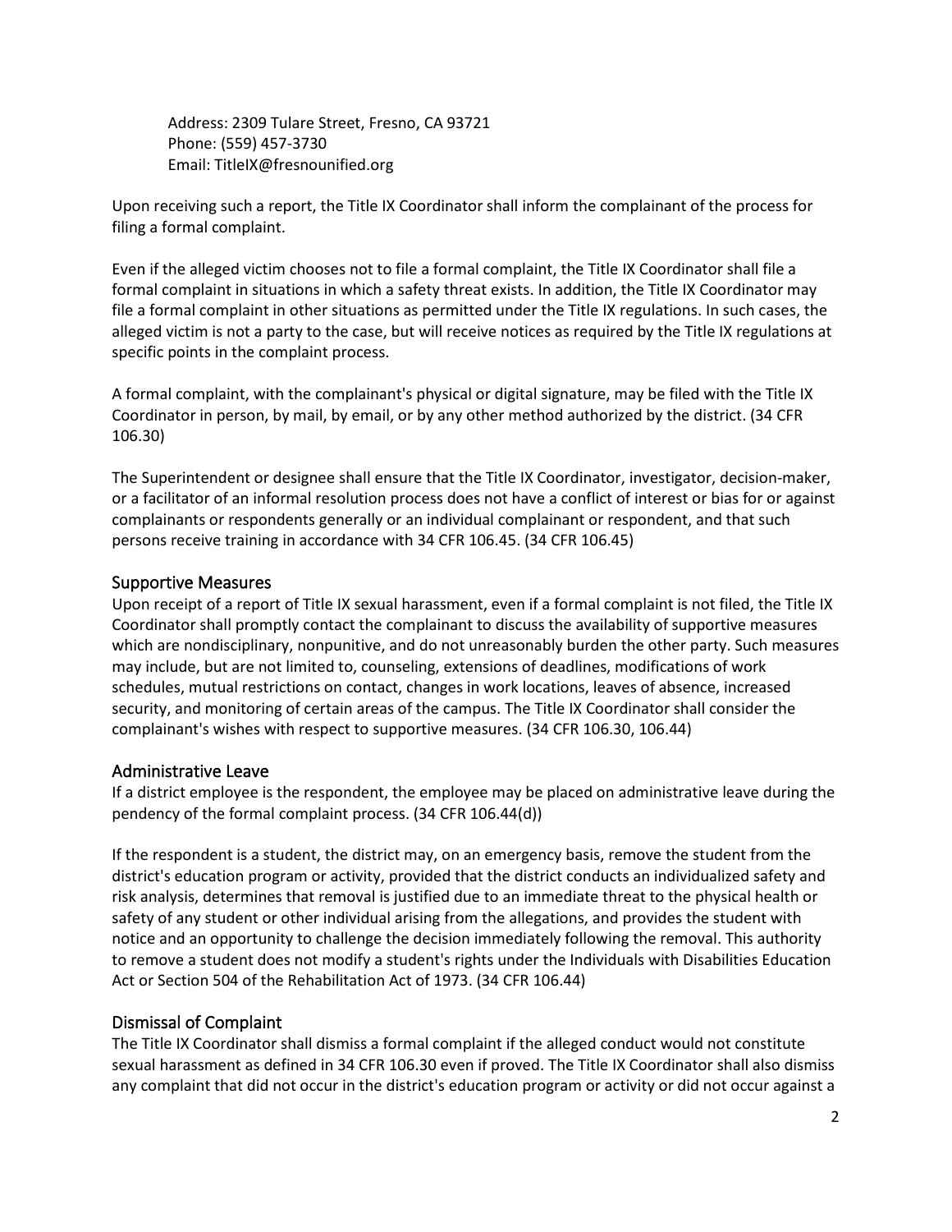Address: 2309 Tulare Street, Fresno, CA 93721
Phone: (559) 457-3730
Email: TitleIX@fresnounified.org

Upon receiving such a report, the Title IX Coordinator shall inform the complainant of the process for filing a formal complaint.

Even if the alleged victim chooses not to file a formal complaint, the Title IX Coordinator shall file a formal complaint in situations in which a safety threat exists. In addition, the Title IX Coordinator may file a formal complaint in other situations as permitted under the Title IX regulations. In such cases, the alleged victim is not a party to the case, but will receive notices as required by the Title IX regulations at specific points in the complaint process.

A formal complaint, with the complainant's physical or digital signature, may be filed with the Title IX Coordinator in person, by mail, by email, or by any other method authorized by the district. (34 CFR 106.30)

The Superintendent or designee shall ensure that the Title IX Coordinator, investigator, decision-maker, or a facilitator of an informal resolution process does not have a conflict of interest or bias for or against complainants or respondents generally or an individual complainant or respondent, and that such persons receive training in accordance with 34 CFR 106.45. (34 CFR 106.45)

## Supportive Measures

Upon receipt of a report of Title IX sexual harassment, even if a formal complaint is not filed, the Title IX Coordinator shall promptly contact the complainant to discuss the availability of supportive measures which are nondisciplinary, nonpunitive, and do not unreasonably burden the other party. Such measures may include, but are not limited to, counseling, extensions of deadlines, modifications of work schedules, mutual restrictions on contact, changes in work locations, leaves of absence, increased security, and monitoring of certain areas of the campus. The Title IX Coordinator shall consider the complainant's wishes with respect to supportive measures. (34 CFR 106.30, 106.44)

## Administrative Leave

If a district employee is the respondent, the employee may be placed on administrative leave during the pendency of the formal complaint process. (34 CFR 106.44(d))

If the respondent is a student, the district may, on an emergency basis, remove the student from the district's education program or activity, provided that the district conducts an individualized safety and risk analysis, determines that removal is justified due to an immediate threat to the physical health or safety of any student or other individual arising from the allegations, and provides the student with notice and an opportunity to challenge the decision immediately following the removal. This authority to remove a student does not modify a student's rights under the Individuals with Disabilities Education Act or Section 504 of the Rehabilitation Act of 1973. (34 CFR 106.44)

## Dismissal of Complaint

The Title IX Coordinator shall dismiss a formal complaint if the alleged conduct would not constitute sexual harassment as defined in 34 CFR 106.30 even if proved. The Title IX Coordinator shall also dismiss any complaint that did not occur in the district's education program or activity or did not occur against a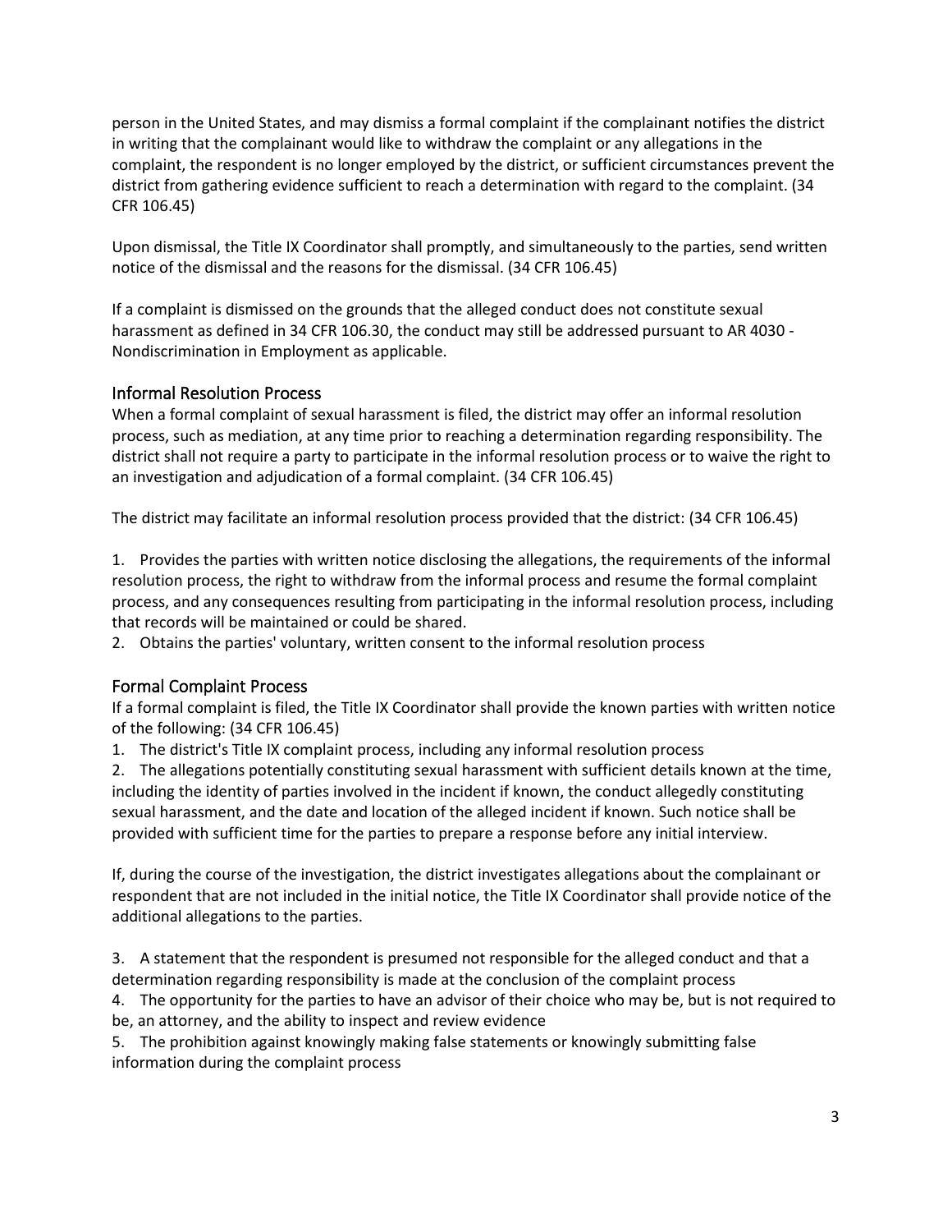person in the United States, and may dismiss a formal complaint if the complainant notifies the district in writing that the complainant would like to withdraw the complaint or any allegations in the complaint, the respondent is no longer employed by the district, or sufficient circumstances prevent the district from gathering evidence sufficient to reach a determination with regard to the complaint. (34 CFR 106.45)

Upon dismissal, the Title IX Coordinator shall promptly, and simultaneously to the parties, send written notice of the dismissal and the reasons for the dismissal. (34 CFR 106.45)

If a complaint is dismissed on the grounds that the alleged conduct does not constitute sexual harassment as defined in 34 CFR 106.30, the conduct may still be addressed pursuant to AR 4030 - Nondiscrimination in Employment as applicable.

## Informal Resolution Process

When a formal complaint of sexual harassment is filed, the district may offer an informal resolution process, such as mediation, at any time prior to reaching a determination regarding responsibility. The district shall not require a party to participate in the informal resolution process or to waive the right to an investigation and adjudication of a formal complaint. (34 CFR 106.45)

The district may facilitate an informal resolution process provided that the district: (34 CFR 106.45)

1. Provides the parties with written notice disclosing the allegations, the requirements of the informal resolution process, the right to withdraw from the informal process and resume the formal complaint process, and any consequences resulting from participating in the informal resolution process, including that records will be maintained or could be shared.
2. Obtains the parties' voluntary, written consent to the informal resolution process

## Formal Complaint Process

If a formal complaint is filed, the Title IX Coordinator shall provide the known parties with written notice of the following: (34 CFR 106.45)

1. The district's Title IX complaint process, including any informal resolution process
2. The allegations potentially constituting sexual harassment with sufficient details known at the time, including the identity of parties involved in the incident if known, the conduct allegedly constituting sexual harassment, and the date and location of the alleged incident if known. Such notice shall be provided with sufficient time for the parties to prepare a response before any initial interview.

If, during the course of the investigation, the district investigates allegations about the complainant or respondent that are not included in the initial notice, the Title IX Coordinator shall provide notice of the additional allegations to the parties.

3. A statement that the respondent is presumed not responsible for the alleged conduct and that a determination regarding responsibility is made at the conclusion of the complaint process
4. The opportunity for the parties to have an advisor of their choice who may be, but is not required to be, an attorney, and the ability to inspect and review evidence
5. The prohibition against knowingly making false statements or knowingly submitting false information during the complaint process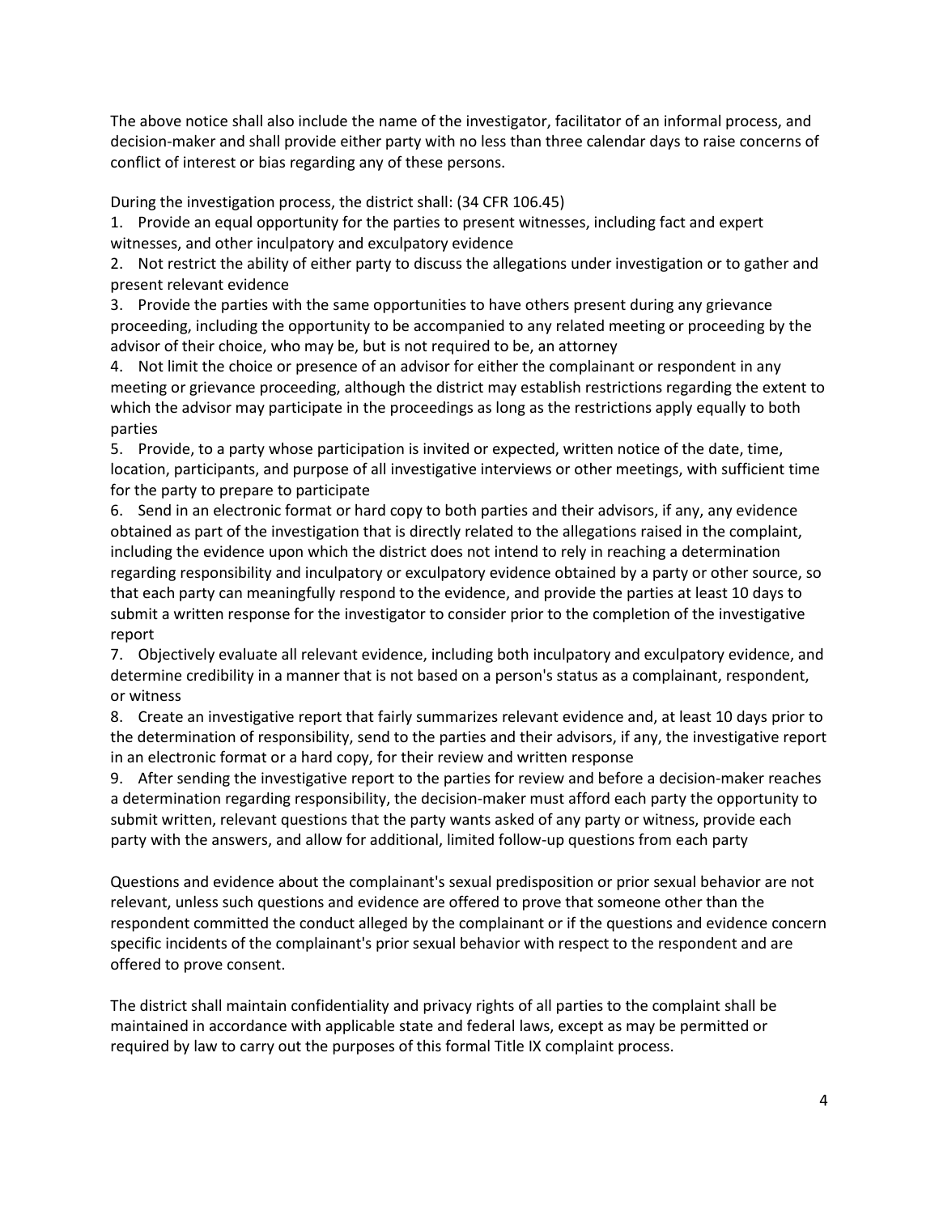The above notice shall also include the name of the investigator, facilitator of an informal process, and decision-maker and shall provide either party with no less than three calendar days to raise concerns of conflict of interest or bias regarding any of these persons.

During the investigation process, the district shall: (34 CFR 106.45)

1. Provide an equal opportunity for the parties to present witnesses, including fact and expert witnesses, and other inculpatory and exculpatory evidence
2. Not restrict the ability of either party to discuss the allegations under investigation or to gather and present relevant evidence
3. Provide the parties with the same opportunities to have others present during any grievance proceeding, including the opportunity to be accompanied to any related meeting or proceeding by the advisor of their choice, who may be, but is not required to be, an attorney
4. Not limit the choice or presence of an advisor for either the complainant or respondent in any meeting or grievance proceeding, although the district may establish restrictions regarding the extent to which the advisor may participate in the proceedings as long as the restrictions apply equally to both parties
5. Provide, to a party whose participation is invited or expected, written notice of the date, time, location, participants, and purpose of all investigative interviews or other meetings, with sufficient time for the party to prepare to participate
6. Send in an electronic format or hard copy to both parties and their advisors, if any, any evidence obtained as part of the investigation that is directly related to the allegations raised in the complaint, including the evidence upon which the district does not intend to rely in reaching a determination regarding responsibility and inculpatory or exculpatory evidence obtained by a party or other source, so that each party can meaningfully respond to the evidence, and provide the parties at least 10 days to submit a written response for the investigator to consider prior to the completion of the investigative report
7. Objectively evaluate all relevant evidence, including both inculpatory and exculpatory evidence, and determine credibility in a manner that is not based on a person's status as a complainant, respondent, or witness
8. Create an investigative report that fairly summarizes relevant evidence and, at least 10 days prior to the determination of responsibility, send to the parties and their advisors, if any, the investigative report in an electronic format or a hard copy, for their review and written response
9. After sending the investigative report to the parties for review and before a decision-maker reaches a determination regarding responsibility, the decision-maker must afford each party the opportunity to submit written, relevant questions that the party wants asked of any party or witness, provide each party with the answers, and allow for additional, limited follow-up questions from each party

Questions and evidence about the complainant's sexual predisposition or prior sexual behavior are not relevant, unless such questions and evidence are offered to prove that someone other than the respondent committed the conduct alleged by the complainant or if the questions and evidence concern specific incidents of the complainant's prior sexual behavior with respect to the respondent and are offered to prove consent.

The district shall maintain confidentiality and privacy rights of all parties to the complaint shall be maintained in accordance with applicable state and federal laws, except as may be permitted or required by law to carry out the purposes of this formal Title IX complaint process.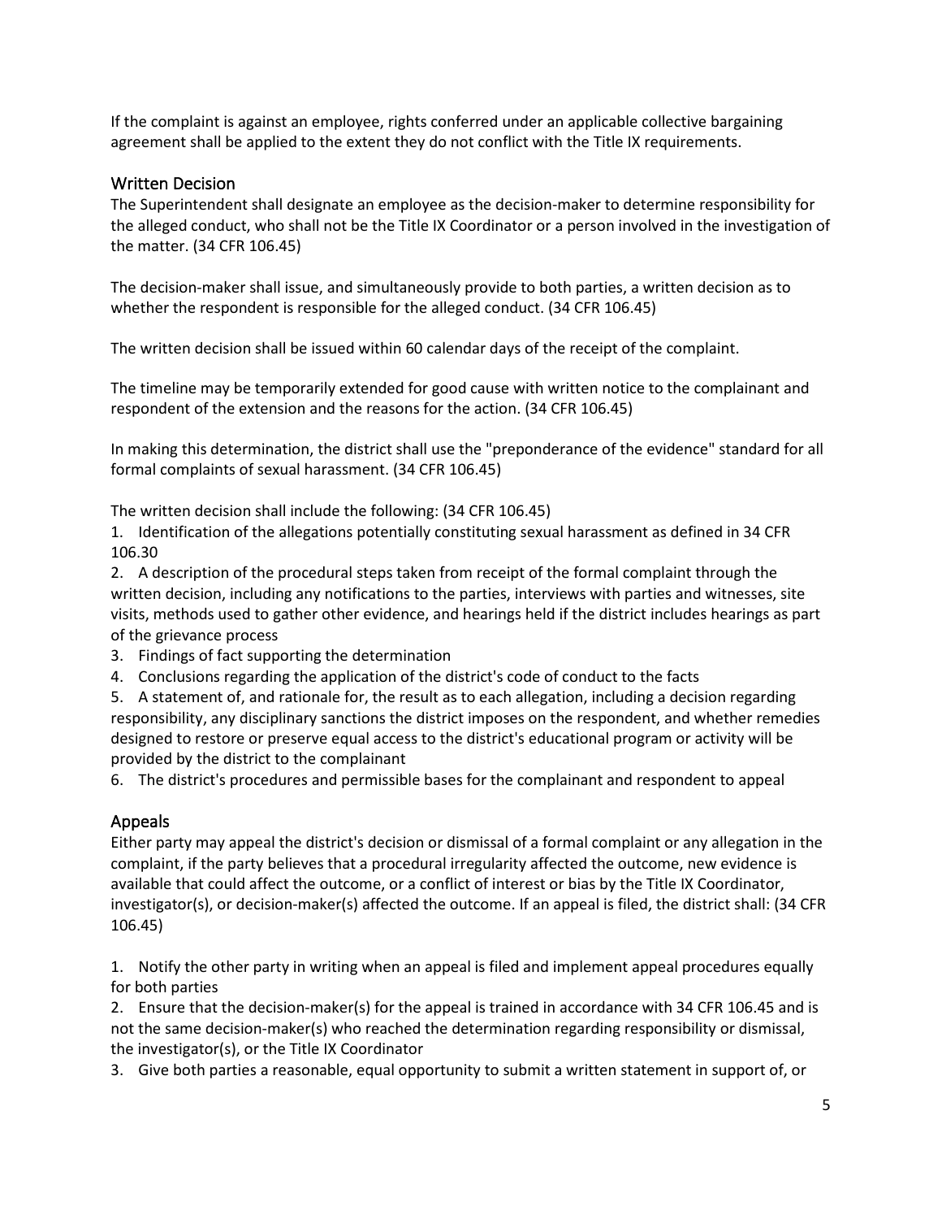If the complaint is against an employee, rights conferred under an applicable collective bargaining agreement shall be applied to the extent they do not conflict with the Title IX requirements.

## Written Decision

The Superintendent shall designate an employee as the decision-maker to determine responsibility for the alleged conduct, who shall not be the Title IX Coordinator or a person involved in the investigation of the matter. (34 CFR 106.45)

The decision-maker shall issue, and simultaneously provide to both parties, a written decision as to whether the respondent is responsible for the alleged conduct. (34 CFR 106.45)

The written decision shall be issued within 60 calendar days of the receipt of the complaint.

The timeline may be temporarily extended for good cause with written notice to the complainant and respondent of the extension and the reasons for the action. (34 CFR 106.45)

In making this determination, the district shall use the "preponderance of the evidence" standard for all formal complaints of sexual harassment. (34 CFR 106.45)

The written decision shall include the following: (34 CFR 106.45)

1. Identification of the allegations potentially constituting sexual harassment as defined in 34 CFR 106.30
2. A description of the procedural steps taken from receipt of the formal complaint through the written decision, including any notifications to the parties, interviews with parties and witnesses, site visits, methods used to gather other evidence, and hearings held if the district includes hearings as part of the grievance process
3. Findings of fact supporting the determination
4. Conclusions regarding the application of the district's code of conduct to the facts
5. A statement of, and rationale for, the result as to each allegation, including a decision regarding responsibility, any disciplinary sanctions the district imposes on the respondent, and whether remedies designed to restore or preserve equal access to the district's educational program or activity will be provided by the district to the complainant
6. The district's procedures and permissible bases for the complainant and respondent to appeal

## Appeals

Either party may appeal the district's decision or dismissal of a formal complaint or any allegation in the complaint, if the party believes that a procedural irregularity affected the outcome, new evidence is available that could affect the outcome, or a conflict of interest or bias by the Title IX Coordinator, investigator(s), or decision-maker(s) affected the outcome. If an appeal is filed, the district shall: (34 CFR 106.45)

1. Notify the other party in writing when an appeal is filed and implement appeal procedures equally for both parties
2. Ensure that the decision-maker(s) for the appeal is trained in accordance with 34 CFR 106.45 and is not the same decision-maker(s) who reached the determination regarding responsibility or dismissal, the investigator(s), or the Title IX Coordinator
3. Give both parties a reasonable, equal opportunity to submit a written statement in support of, or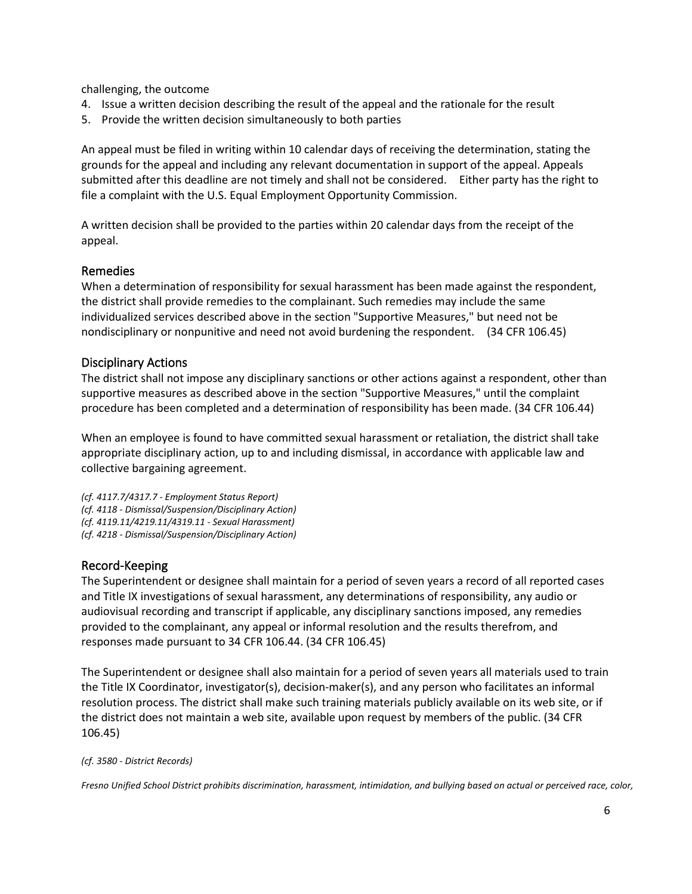challenging, the outcome

4. Issue a written decision describing the result of the appeal and the rationale for the result
5. Provide the written decision simultaneously to both parties

An appeal must be filed in writing within 10 calendar days of receiving the determination, stating the grounds for the appeal and including any relevant documentation in support of the appeal. Appeals submitted after this deadline are not timely and shall not be considered. Either party has the right to file a complaint with the U.S. Equal Employment Opportunity Commission.

A written decision shall be provided to the parties within 20 calendar days from the receipt of the appeal.

## Remedies

When a determination of responsibility for sexual harassment has been made against the respondent, the district shall provide remedies to the complainant. Such remedies may include the same individualized services described above in the section "Supportive Measures," but need not be nondisciplinary or nonpunitive and need not avoid burdening the respondent. (34 CFR 106.45)

## Disciplinary Actions

The district shall not impose any disciplinary sanctions or other actions against a respondent, other than supportive measures as described above in the section "Supportive Measures," until the complaint procedure has been completed and a determination of responsibility has been made. (34 CFR 106.44)

When an employee is found to have committed sexual harassment or retaliation, the district shall take appropriate disciplinary action, up to and including dismissal, in accordance with applicable law and collective bargaining agreement.

*(cf. 4117.7/4317.7 - Employment Status Report)*
*(cf. 4118 - Dismissal/Suspension/Disciplinary Action)*
*(cf. 4119.11/4219.11/4319.11 - Sexual Harassment)*
*(cf. 4218 - Dismissal/Suspension/Disciplinary Action)*

## Record-Keeping

The Superintendent or designee shall maintain for a period of seven years a record of all reported cases and Title IX investigations of sexual harassment, any determinations of responsibility, any audio or audiovisual recording and transcript if applicable, any disciplinary sanctions imposed, any remedies provided to the complainant, any appeal or informal resolution and the results therefrom, and responses made pursuant to 34 CFR 106.44. (34 CFR 106.45)

The Superintendent or designee shall also maintain for a period of seven years all materials used to train the Title IX Coordinator, investigator(s), decision-maker(s), and any person who facilitates an informal resolution process. The district shall make such training materials publicly available on its web site, or if the district does not maintain a web site, available upon request by members of the public. (34 CFR 106.45)

*(cf. 3580 - District Records)*

*Fresno Unified School District prohibits discrimination, harassment, intimidation, and bullying based on actual or perceived race, color,*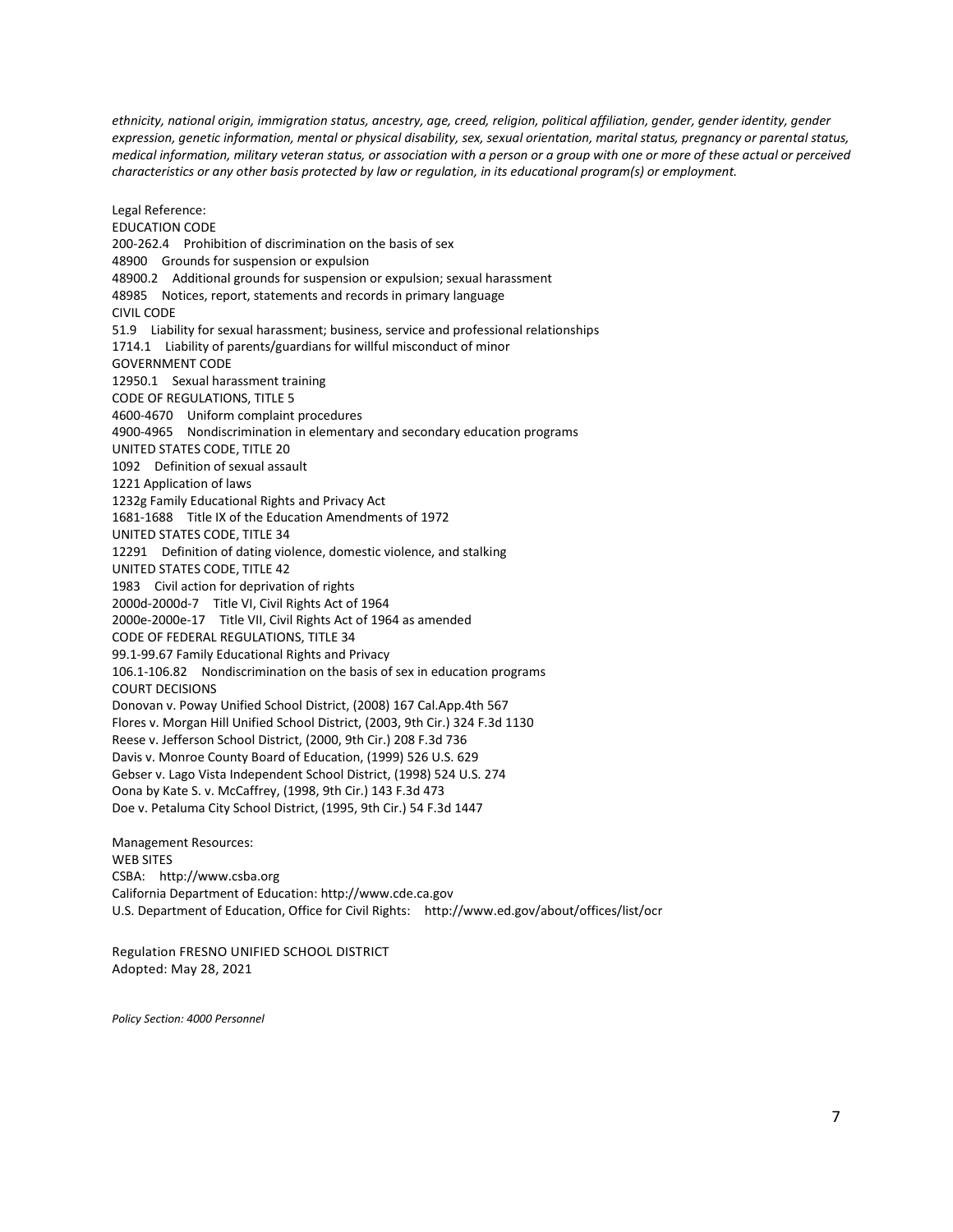*ethnicity, national origin, immigration status, ancestry, age, creed, religion, political affiliation, gender, gender identity, gender expression, genetic information, mental or physical disability, sex, sexual orientation, marital status, pregnancy or parental status, medical information, military veteran status, or association with a person or a group with one or more of these actual or perceived characteristics or any other basis protected by law or regulation, in its educational program(s) or employment.*

Legal Reference:
EDUCATION CODE
200-262.4 Prohibition of discrimination on the basis of sex
48900 Grounds for suspension or expulsion
48900.2 Additional grounds for suspension or expulsion; sexual harassment
48985 Notices, report, statements and records in primary language
CIVIL CODE
51.9 Liability for sexual harassment; business, service and professional relationships
1714.1 Liability of parents/guardians for willful misconduct of minor
GOVERNMENT CODE
12950.1 Sexual harassment training
CODE OF REGULATIONS, TITLE 5
4600-4670 Uniform complaint procedures
4900-4965 Nondiscrimination in elementary and secondary education programs
UNITED STATES CODE, TITLE 20
1092 Definition of sexual assault
1221 Application of laws
1232g Family Educational Rights and Privacy Act
1681-1688 Title IX of the Education Amendments of 1972
UNITED STATES CODE, TITLE 34
12291 Definition of dating violence, domestic violence, and stalking
UNITED STATES CODE, TITLE 42
1983 Civil action for deprivation of rights
2000d-2000d-7 Title VI, Civil Rights Act of 1964
2000e-2000e-17 Title VII, Civil Rights Act of 1964 as amended
CODE OF FEDERAL REGULATIONS, TITLE 34
99.1-99.67 Family Educational Rights and Privacy
106.1-106.82 Nondiscrimination on the basis of sex in education programs
COURT DECISIONS
Donovan v. Poway Unified School District, (2008) 167 Cal.App.4th 567
Flores v. Morgan Hill Unified School District, (2003, 9th Cir.) 324 F.3d 1130
Reese v. Jefferson School District, (2000, 9th Cir.) 208 F.3d 736
Davis v. Monroe County Board of Education, (1999) 526 U.S. 629
Gebser v. Lago Vista Independent School District, (1998) 524 U.S. 274
Oona by Kate S. v. McCaffrey, (1998, 9th Cir.) 143 F.3d 473
Doe v. Petaluma City School District, (1995, 9th Cir.) 54 F.3d 1447

Management Resources:
WEB SITES
CSBA: http://www.csba.org
California Department of Education: http://www.cde.ca.gov
U.S. Department of Education, Office for Civil Rights: http://www.ed.gov/about/offices/list/ocr

Regulation FRESNO UNIFIED SCHOOL DISTRICT
Adopted: May 28, 2021

*Policy Section: 4000 Personnel*